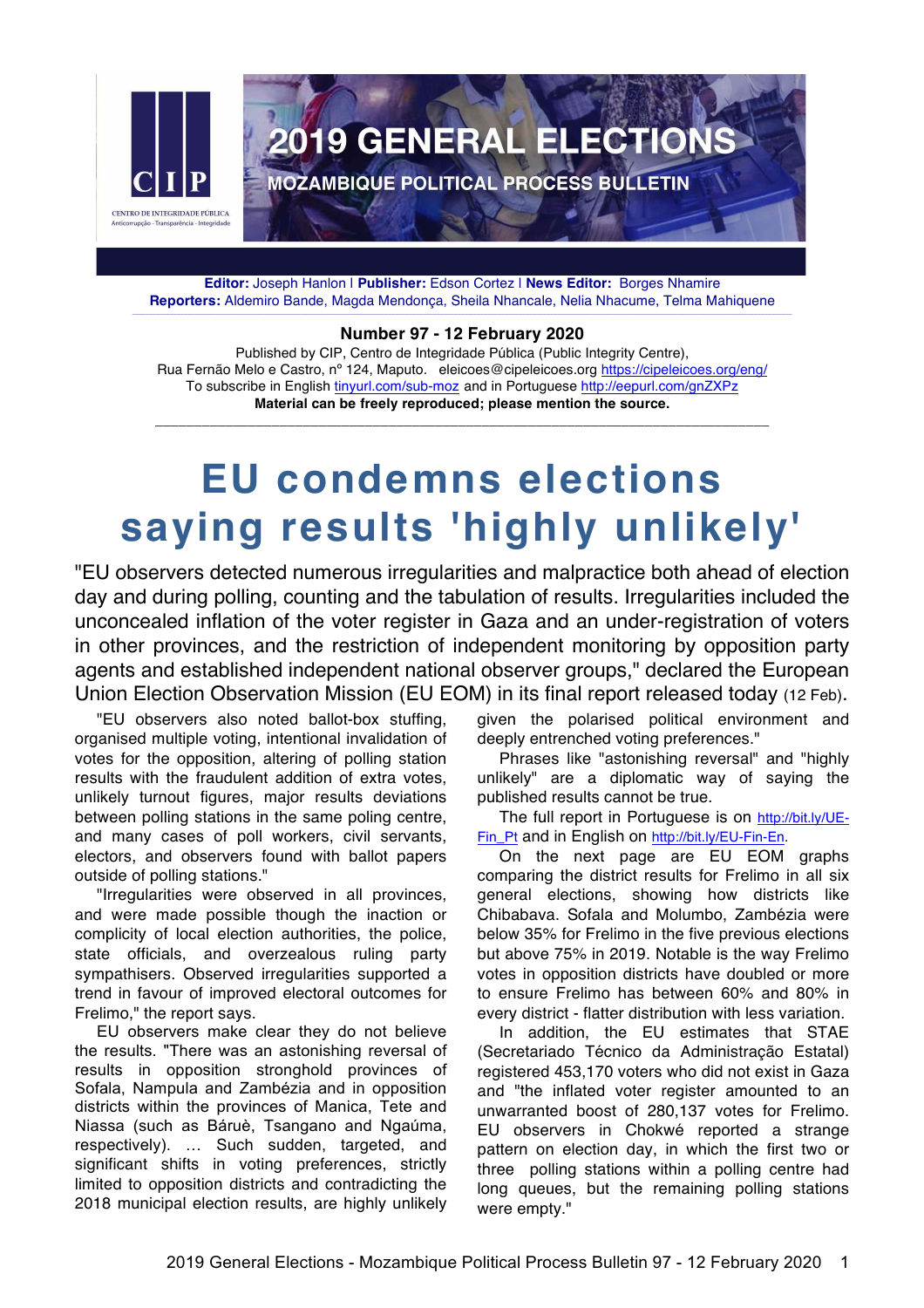# 2019 GENERAL ELECTIONS

## MOZAMBIQUE POLITICAL PROCESS BULLETIN

**Editor:** Joseph Hanlon | **Publisher:** Edson Cortez | **News Editor:** Borges Nhamire
**Reporters:** Aldemiro Bande, Magda Mendonça, Sheila Nhancale, Nelia Nhacume, Telma Mahiquene

**Number 97 - 12 February 2020**

Published by CIP, Centro de Integridade Pública (Public Integrity Centre),
Rua Fernão Melo e Castro, nº 124, Maputo. eleicoes@cipeleicoes.org https://cipeleicoes.org/eng/
To subscribe in English tinyurl.com/sub-moz and in Portuguese http://eepurl.com/gnZXPz
**Material can be freely reproduced; please mention the source.**

---

# EU condemns elections saying results 'highly unlikely'

"EU observers detected numerous irregularities and malpractice both ahead of election day and during polling, counting and the tabulation of results. Irregularities included the unconcealed inflation of the voter register in Gaza and an under-registration of voters in other provinces, and the restriction of independent monitoring by opposition party agents and established independent national observer groups," declared the European Union Election Observation Mission (EU EOM) in its final report released today (12 Feb).

"EU observers also noted ballot-box stuffing, organised multiple voting, intentional invalidation of votes for the opposition, altering of polling station results with the fraudulent addition of extra votes, unlikely turnout figures, major results deviations between polling stations in the same poling centre, and many cases of poll workers, civil servants, electors, and observers found with ballot papers outside of polling stations."

"Irregularities were observed in all provinces, and were made possible though the inaction or complicity of local election authorities, the police, state officials, and overzealous ruling party sympathisers. Observed irregularities supported a trend in favour of improved electoral outcomes for Frelimo," the report says.

EU observers make clear they do not believe the results. "There was an astonishing reversal of results in opposition stronghold provinces of Sofala, Nampula and Zambézia and in opposition districts within the provinces of Manica, Tete and Niassa (such as Báruè, Tsangano and Ngaúma, respectively). … Such sudden, targeted, and significant shifts in voting preferences, strictly limited to opposition districts and contradicting the 2018 municipal election results, are highly unlikely given the polarised political environment and deeply entrenched voting preferences."

Phrases like "astonishing reversal" and "highly unlikely" are a diplomatic way of saying the published results cannot be true.

The full report in Portuguese is on http://bit.ly/UE-Fin_Pt and in English on http://bit.ly/EU-Fin-En.

On the next page are EU EOM graphs comparing the district results for Frelimo in all six general elections, showing how districts like Chibabava. Sofala and Molumbo, Zambézia were below 35% for Frelimo in the five previous elections but above 75% in 2019. Notable is the way Frelimo votes in opposition districts have doubled or more to ensure Frelimo has between 60% and 80% in every district - flatter distribution with less variation.

In addition, the EU estimates that STAE (Secretariado Técnico da Administração Estatal) registered 453,170 voters who did not exist in Gaza and "the inflated voter register amounted to an unwarranted boost of 280,137 votes for Frelimo. EU observers in Chokwé reported a strange pattern on election day, in which the first two or three polling stations within a polling centre had long queues, but the remaining polling stations were empty."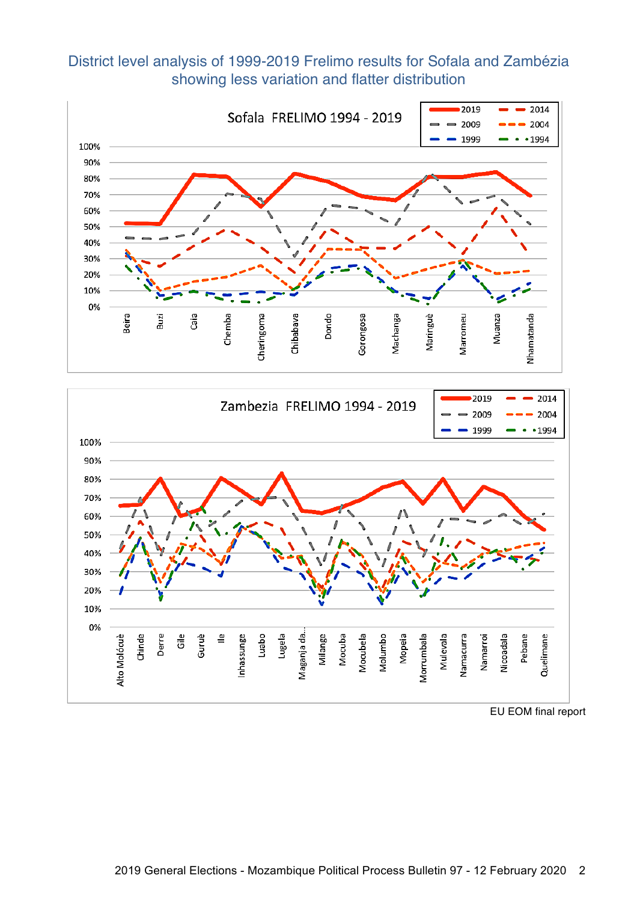District level analysis of 1999-2019 Frelimo results for Sofala and Zambézia showing less variation and flatter distribution

EU EOM final report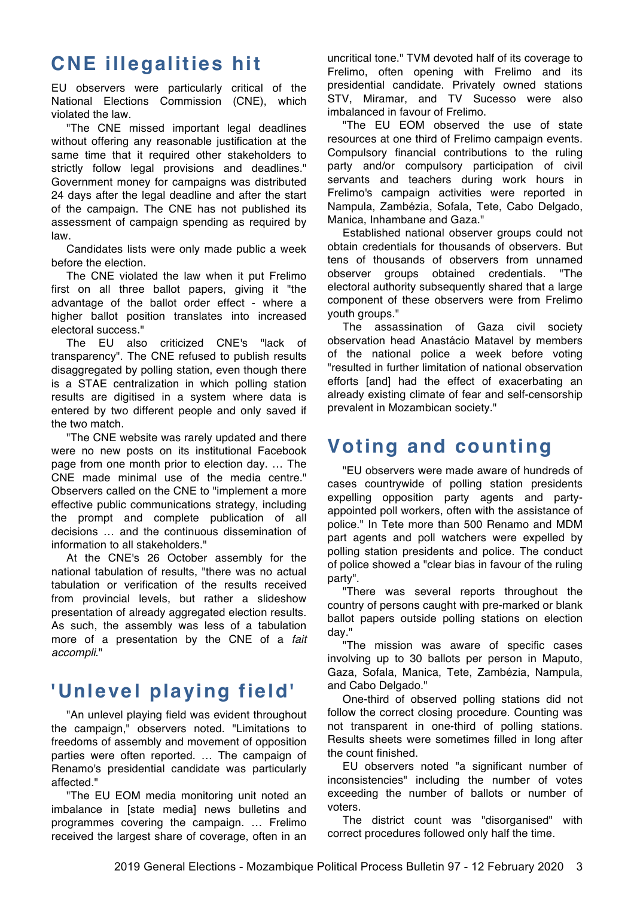## CNE illegalities hit

EU observers were particularly critical of the National Elections Commission (CNE), which violated the law.

"The CNE missed important legal deadlines without offering any reasonable justification at the same time that it required other stakeholders to strictly follow legal provisions and deadlines." Government money for campaigns was distributed 24 days after the legal deadline and after the start of the campaign. The CNE has not published its assessment of campaign spending as required by law.

Candidates lists were only made public a week before the election.

The CNE violated the law when it put Frelimo first on all three ballot papers, giving it "the advantage of the ballot order effect - where a higher ballot position translates into increased electoral success."

The EU also criticized CNE's "lack of transparency". The CNE refused to publish results disaggregated by polling station, even though there is a STAE centralization in which polling station results are digitised in a system where data is entered by two different people and only saved if the two match.

"The CNE website was rarely updated and there were no new posts on its institutional Facebook page from one month prior to election day. … The CNE made minimal use of the media centre." Observers called on the CNE to "implement a more effective public communications strategy, including the prompt and complete publication of all decisions … and the continuous dissemination of information to all stakeholders."

At the CNE's 26 October assembly for the national tabulation of results, "there was no actual tabulation or verification of the results received from provincial levels, but rather a slideshow presentation of already aggregated election results. As such, the assembly was less of a tabulation more of a presentation by the CNE of a *fait accompli*."

## 'Unlevel playing field'

"An unlevel playing field was evident throughout the campaign," observers noted. "Limitations to freedoms of assembly and movement of opposition parties were often reported. … The campaign of Renamo's presidential candidate was particularly affected."

"The EU EOM media monitoring unit noted an imbalance in [state media] news bulletins and programmes covering the campaign. … Frelimo received the largest share of coverage, often in an uncritical tone." TVM devoted half of its coverage to Frelimo, often opening with Frelimo and its presidential candidate. Privately owned stations STV, Miramar, and TV Sucesso were also imbalanced in favour of Frelimo.

"The EU EOM observed the use of state resources at one third of Frelimo campaign events. Compulsory financial contributions to the ruling party and/or compulsory participation of civil servants and teachers during work hours in Frelimo's campaign activities were reported in Nampula, Zambézia, Sofala, Tete, Cabo Delgado, Manica, Inhambane and Gaza."

Established national observer groups could not obtain credentials for thousands of observers. But tens of thousands of observers from unnamed observer groups obtained credentials. "The electoral authority subsequently shared that a large component of these observers were from Frelimo youth groups."

The assassination of Gaza civil society observation head Anastácio Matavel by members of the national police a week before voting "resulted in further limitation of national observation efforts [and] had the effect of exacerbating an already existing climate of fear and self-censorship prevalent in Mozambican society."

## Voting and counting

"EU observers were made aware of hundreds of cases countrywide of polling station presidents expelling opposition party agents and party-appointed poll workers, often with the assistance of police." In Tete more than 500 Renamo and MDM part agents and poll watchers were expelled by polling station presidents and police. The conduct of police showed a "clear bias in favour of the ruling party".

"There was several reports throughout the country of persons caught with pre-marked or blank ballot papers outside polling stations on election day."

"The mission was aware of specific cases involving up to 30 ballots per person in Maputo, Gaza, Sofala, Manica, Tete, Zambézia, Nampula, and Cabo Delgado."

One-third of observed polling stations did not follow the correct closing procedure. Counting was not transparent in one-third of polling stations. Results sheets were sometimes filled in long after the count finished.

EU observers noted "a significant number of inconsistencies" including the number of votes exceeding the number of ballots or number of voters.

The district count was "disorganised" with correct procedures followed only half the time.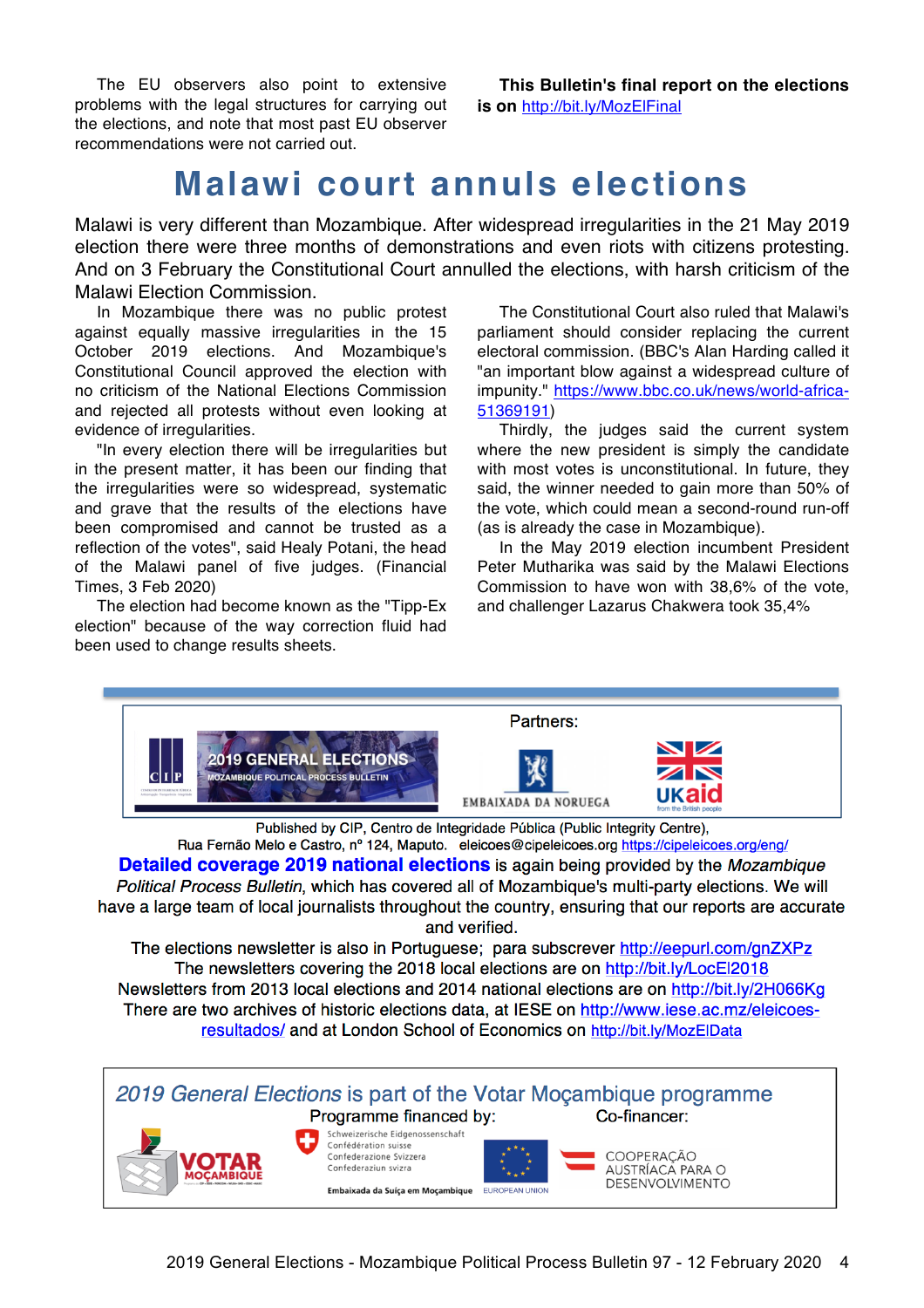The EU observers also point to extensive problems with the legal structures for carrying out the elections, and note that most past EU observer recommendations were not carried out.

**This Bulletin's final report on the elections is on** http://bit.ly/MozElFinal

# Malawi court annuls elections

Malawi is very different than Mozambique. After widespread irregularities in the 21 May 2019 election there were three months of demonstrations and even riots with citizens protesting. And on 3 February the Constitutional Court annulled the elections, with harsh criticism of the Malawi Election Commission.

In Mozambique there was no public protest against equally massive irregularities in the 15 October 2019 elections. And Mozambique's Constitutional Council approved the election with no criticism of the National Elections Commission and rejected all protests without even looking at evidence of irregularities.

"In every election there will be irregularities but in the present matter, it has been our finding that the irregularities were so widespread, systematic and grave that the results of the elections have been compromised and cannot be trusted as a reflection of the votes", said Healy Potani, the head of the Malawi panel of five judges. (Financial Times, 3 Feb 2020)

The election had become known as the "Tipp-Ex election" because of the way correction fluid had been used to change results sheets.

The Constitutional Court also ruled that Malawi's parliament should consider replacing the current electoral commission. (BBC's Alan Harding called it "an important blow against a widespread culture of impunity." https://www.bbc.co.uk/news/world-africa-51369191)

Thirdly, the judges said the current system where the new president is simply the candidate with most votes is unconstitutional. In future, they said, the winner needed to gain more than 50% of the vote, which could mean a second-round run-off (as is already the case in Mozambique).

In the May 2019 election incumbent President Peter Mutharika was said by the Malawi Elections Commission to have won with 38,6% of the vote, and challenger Lazarus Chakwera took 35,4%

---

Partners:

2019 GENERAL ELECTIONS
MOZAMBIQUE POLITICAL PROCESS BULLETIN

EMBAIXADA DA NORUEGA

UKaid from the British people

Published by CIP, Centro de Integridade Pública (Public Integrity Centre), Rua Fernão Melo e Castro, nº 124, Maputo. eleicoes@cipeleicoes.org https://cipeleicoes.org/eng/

**Detailed coverage 2019 national elections** is again being provided by the *Mozambique Political Process Bulletin*, which has covered all of Mozambique's multi-party elections. We will have a large team of local journalists throughout the country, ensuring that our reports are accurate and verified.

The elections newsletter is also in Portuguese; para subscrever http://eepurl.com/gnZXPz

The newsletters covering the 2018 local elections are on http://bit.ly/LocEl2018

Newsletters from 2013 local elections and 2014 national elections are on http://bit.ly/2H066Kg

There are two archives of historic elections data, at IESE on http://www.iese.ac.mz/eleicoes-resultados/ and at London School of Economics on http://bit.ly/MozElData

---

*2019 General Elections* is part of the Votar Moçambique programme

Programme financed by: Co-financer:

VOTAR MOÇAMBIQUE

Schweizerische Eidgenossenschaft
Confédération suisse
Confederazione Svizzera
Confederaziun svizra
Embaixada da Suiça em Moçambique

EUROPEAN UNION

COOPERAÇÃO AUSTRÍACA PARA O DESENVOLVIMENTO